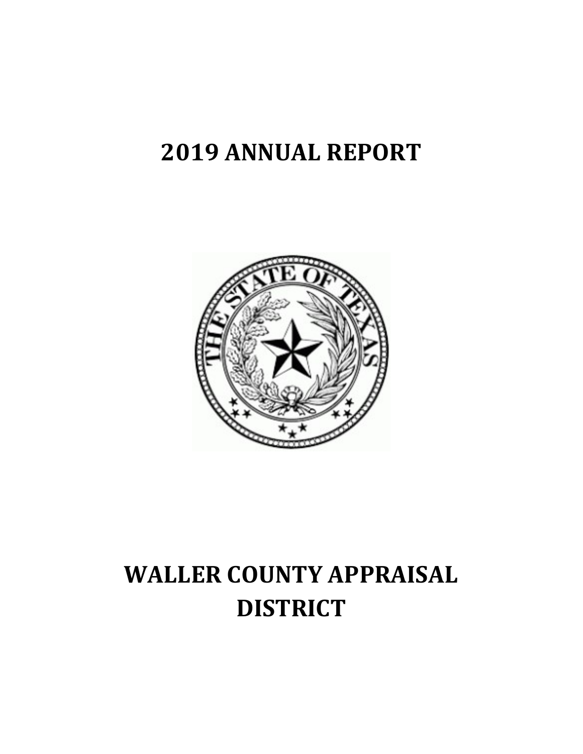# 2019 ANNUAL REPORT

# WALLER COUNTY APPRAISAL DISTRICT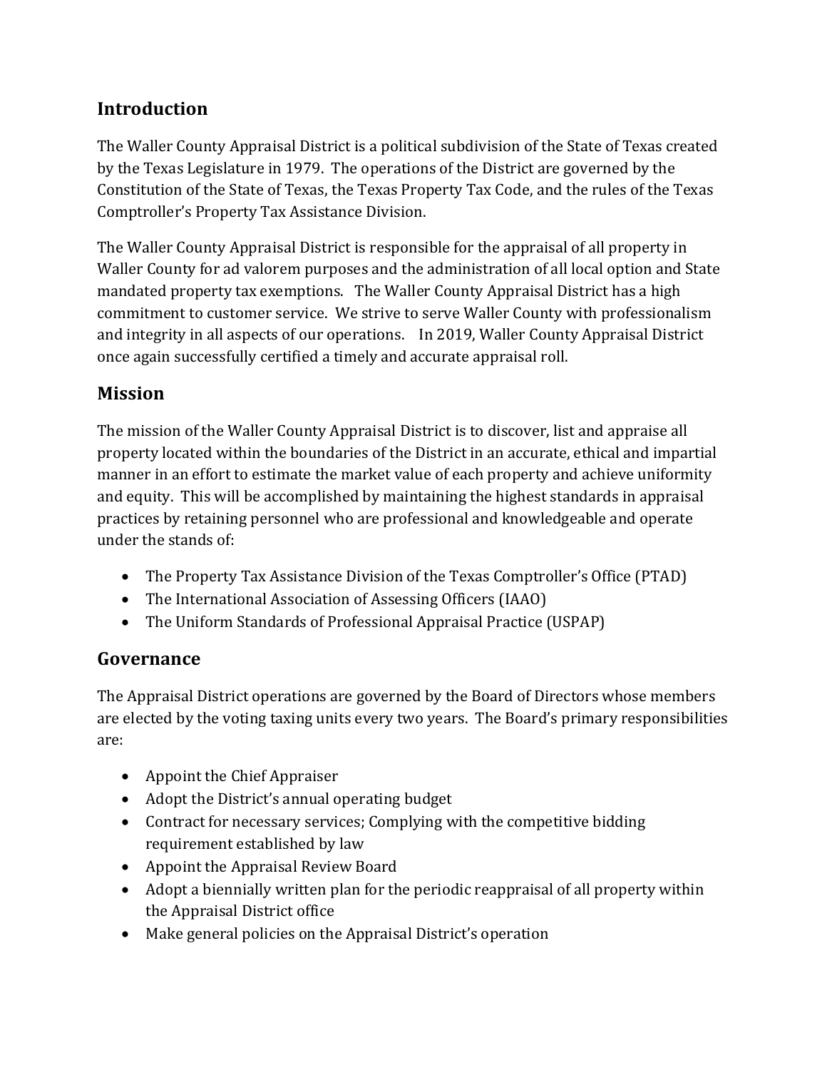## Introduction

The Waller County Appraisal District is a political subdivision of the State of Texas created by the Texas Legislature in 1979. The operations of the District are governed by the Constitution of the State of Texas, the Texas Property Tax Code, and the rules of the Texas Comptroller's Property Tax Assistance Division.

The Waller County Appraisal District is responsible for the appraisal of all property in Waller County for ad valorem purposes and the administration of all local option and State mandated property tax exemptions. The Waller County Appraisal District has a high commitment to customer service. We strive to serve Waller County with professionalism and integrity in all aspects of our operations. In 2019, Waller County Appraisal District once again successfully certified a timely and accurate appraisal roll.

## Mission

The mission of the Waller County Appraisal District is to discover, list and appraise all property located within the boundaries of the District in an accurate, ethical and impartial manner in an effort to estimate the market value of each property and achieve uniformity and equity. This will be accomplished by maintaining the highest standards in appraisal practices by retaining personnel who are professional and knowledgeable and operate under the stands of:

- The Property Tax Assistance Division of the Texas Comptroller's Office (PTAD)
- The International Association of Assessing Officers (IAAO)
- The Uniform Standards of Professional Appraisal Practice (USPAP)

## Governance

The Appraisal District operations are governed by the Board of Directors whose members are elected by the voting taxing units every two years. The Board's primary responsibilities are:

- Appoint the Chief Appraiser
- Adopt the District's annual operating budget
- Contract for necessary services; Complying with the competitive bidding requirement established by law
- Appoint the Appraisal Review Board
- Adopt a biennially written plan for the periodic reappraisal of all property within the Appraisal District office
- Make general policies on the Appraisal District's operation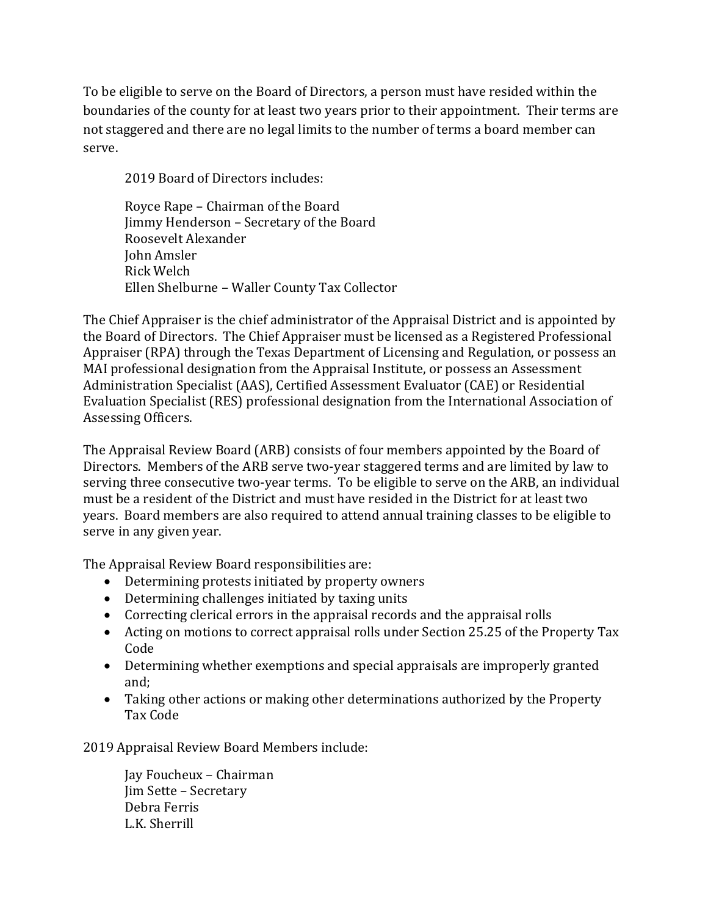To be eligible to serve on the Board of Directors, a person must have resided within the boundaries of the county for at least two years prior to their appointment. Their terms are not staggered and there are no legal limits to the number of terms a board member can serve.

2019 Board of Directors includes:

Royce Rape – Chairman of the Board
Jimmy Henderson – Secretary of the Board
Roosevelt Alexander
John Amsler
Rick Welch
Ellen Shelburne – Waller County Tax Collector

The Chief Appraiser is the chief administrator of the Appraisal District and is appointed by the Board of Directors. The Chief Appraiser must be licensed as a Registered Professional Appraiser (RPA) through the Texas Department of Licensing and Regulation, or possess an MAI professional designation from the Appraisal Institute, or possess an Assessment Administration Specialist (AAS), Certified Assessment Evaluator (CAE) or Residential Evaluation Specialist (RES) professional designation from the International Association of Assessing Officers.

The Appraisal Review Board (ARB) consists of four members appointed by the Board of Directors. Members of the ARB serve two-year staggered terms and are limited by law to serving three consecutive two-year terms. To be eligible to serve on the ARB, an individual must be a resident of the District and must have resided in the District for at least two years. Board members are also required to attend annual training classes to be eligible to serve in any given year.

The Appraisal Review Board responsibilities are:

- Determining protests initiated by property owners
- Determining challenges initiated by taxing units
- Correcting clerical errors in the appraisal records and the appraisal rolls
- Acting on motions to correct appraisal rolls under Section 25.25 of the Property Tax Code
- Determining whether exemptions and special appraisals are improperly granted and;
- Taking other actions or making other determinations authorized by the Property Tax Code

2019 Appraisal Review Board Members include:

Jay Foucheux – Chairman
Jim Sette – Secretary
Debra Ferris
L.K. Sherrill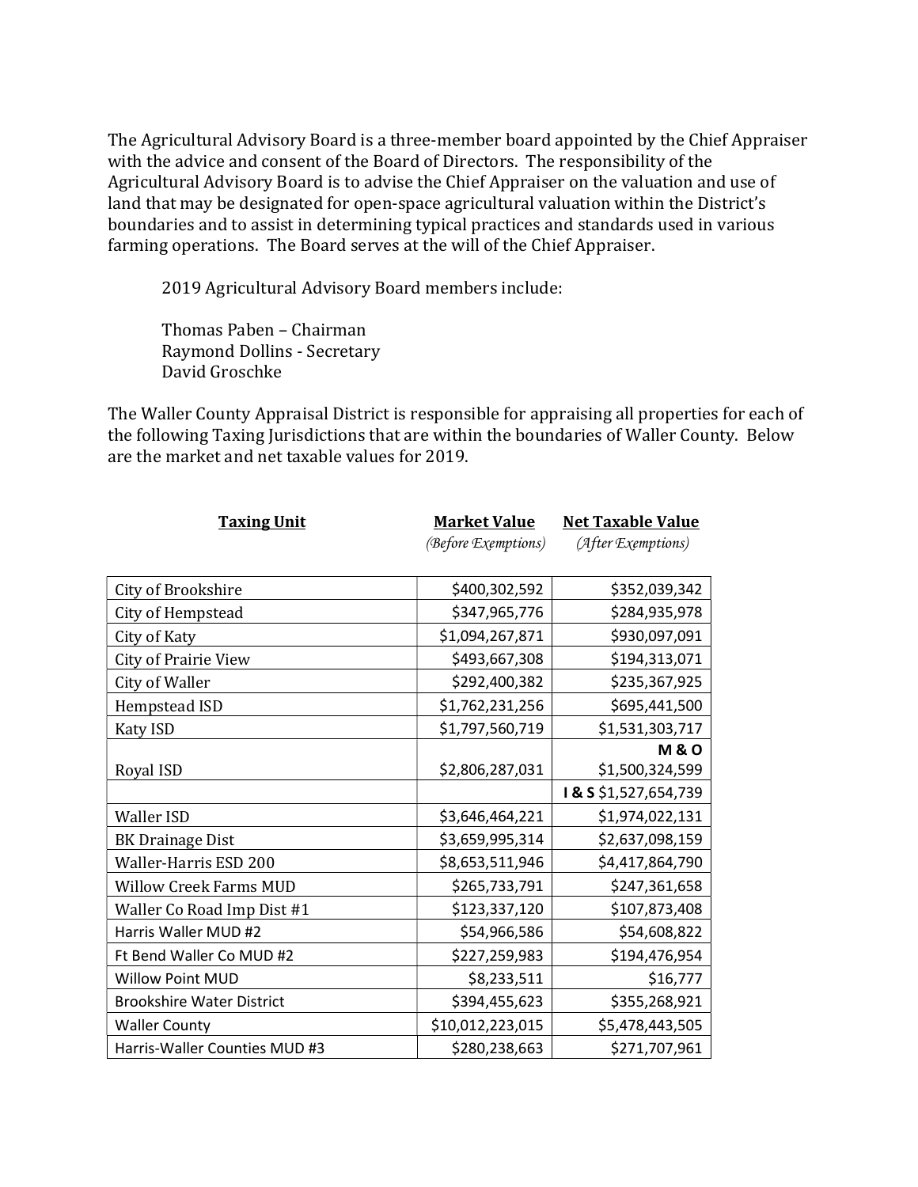The Agricultural Advisory Board is a three-member board appointed by the Chief Appraiser with the advice and consent of the Board of Directors. The responsibility of the Agricultural Advisory Board is to advise the Chief Appraiser on the valuation and use of land that may be designated for open-space agricultural valuation within the District's boundaries and to assist in determining typical practices and standards used in various farming operations. The Board serves at the will of the Chief Appraiser.

2019 Agricultural Advisory Board members include:

Thomas Paben – Chairman
Raymond Dollins - Secretary
David Groschke

The Waller County Appraisal District is responsible for appraising all properties for each of the following Taxing Jurisdictions that are within the boundaries of Waller County. Below are the market and net taxable values for 2019.

| **Taxing Unit** | **Market Value** *(Before Exemptions)* | **Net Taxable Value** *(After Exemptions)* |
|---|---|---|
| City of Brookshire | $400,302,592 | $352,039,342 |
| City of Hempstead | $347,965,776 | $284,935,978 |
| City of Katy | $1,094,267,871 | $930,097,091 |
| City of Prairie View | $493,667,308 | $194,313,071 |
| City of Waller | $292,400,382 | $235,367,925 |
| Hempstead ISD | $1,762,231,256 | $695,441,500 |
| Katy ISD | $1,797,560,719 | $1,531,303,717 |
| Royal ISD | $2,806,287,031 | **M & O** $1,500,324,599 |
| | | **I & S** $1,527,654,739 |
| Waller ISD | $3,646,464,221 | $1,974,022,131 |
| BK Drainage Dist | $3,659,995,314 | $2,637,098,159 |
| Waller-Harris ESD 200 | $8,653,511,946 | $4,417,864,790 |
| Willow Creek Farms MUD | $265,733,791 | $247,361,658 |
| Waller Co Road Imp Dist #1 | $123,337,120 | $107,873,408 |
| Harris Waller MUD #2 | $54,966,586 | $54,608,822 |
| Ft Bend Waller Co MUD #2 | $227,259,983 | $194,476,954 |
| Willow Point MUD | $8,233,511 | $16,777 |
| Brookshire Water District | $394,455,623 | $355,268,921 |
| Waller County | $10,012,223,015 | $5,478,443,505 |
| Harris-Waller Counties MUD #3 | $280,238,663 | $271,707,961 |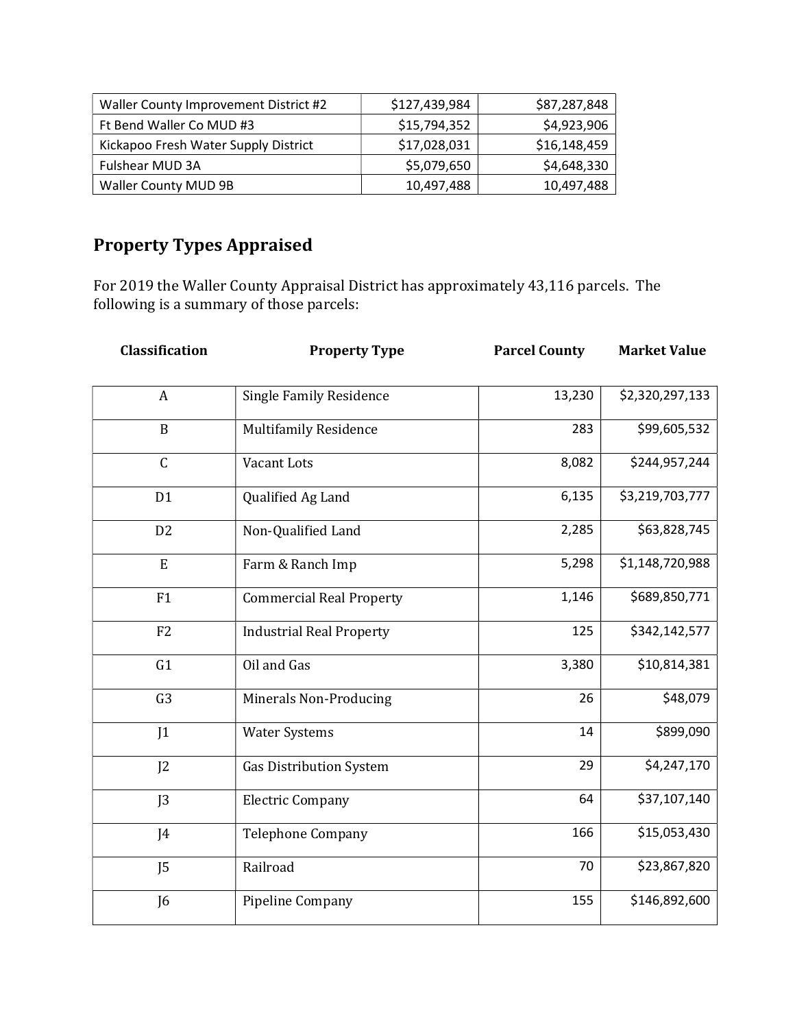| | | |
|---|---|---|
| Waller County Improvement District #2 | $127,439,984 | $87,287,848 |
| Ft Bend Waller Co MUD #3 | $15,794,352 | $4,923,906 |
| Kickapoo Fresh Water Supply District | $17,028,031 | $16,148,459 |
| Fulshear MUD 3A | $5,079,650 | $4,648,330 |
| Waller County MUD 9B | 10,497,488 | 10,497,488 |

## Property Types Appraised

For 2019 the Waller County Appraisal District has approximately 43,116 parcels. The following is a summary of those parcels:

| Classification | Property Type | Parcel County | Market Value |
|---|---|---|---|
| A | Single Family Residence | 13,230 | $2,320,297,133 |
| B | Multifamily Residence | 283 | $99,605,532 |
| C | Vacant Lots | 8,082 | $244,957,244 |
| D1 | Qualified Ag Land | 6,135 | $3,219,703,777 |
| D2 | Non-Qualified Land | 2,285 | $63,828,745 |
| E | Farm & Ranch Imp | 5,298 | $1,148,720,988 |
| F1 | Commercial Real Property | 1,146 | $689,850,771 |
| F2 | Industrial Real Property | 125 | $342,142,577 |
| G1 | Oil and Gas | 3,380 | $10,814,381 |
| G3 | Minerals Non-Producing | 26 | $48,079 |
| J1 | Water Systems | 14 | $899,090 |
| J2 | Gas Distribution System | 29 | $4,247,170 |
| J3 | Electric Company | 64 | $37,107,140 |
| J4 | Telephone Company | 166 | $15,053,430 |
| J5 | Railroad | 70 | $23,867,820 |
| J6 | Pipeline Company | 155 | $146,892,600 |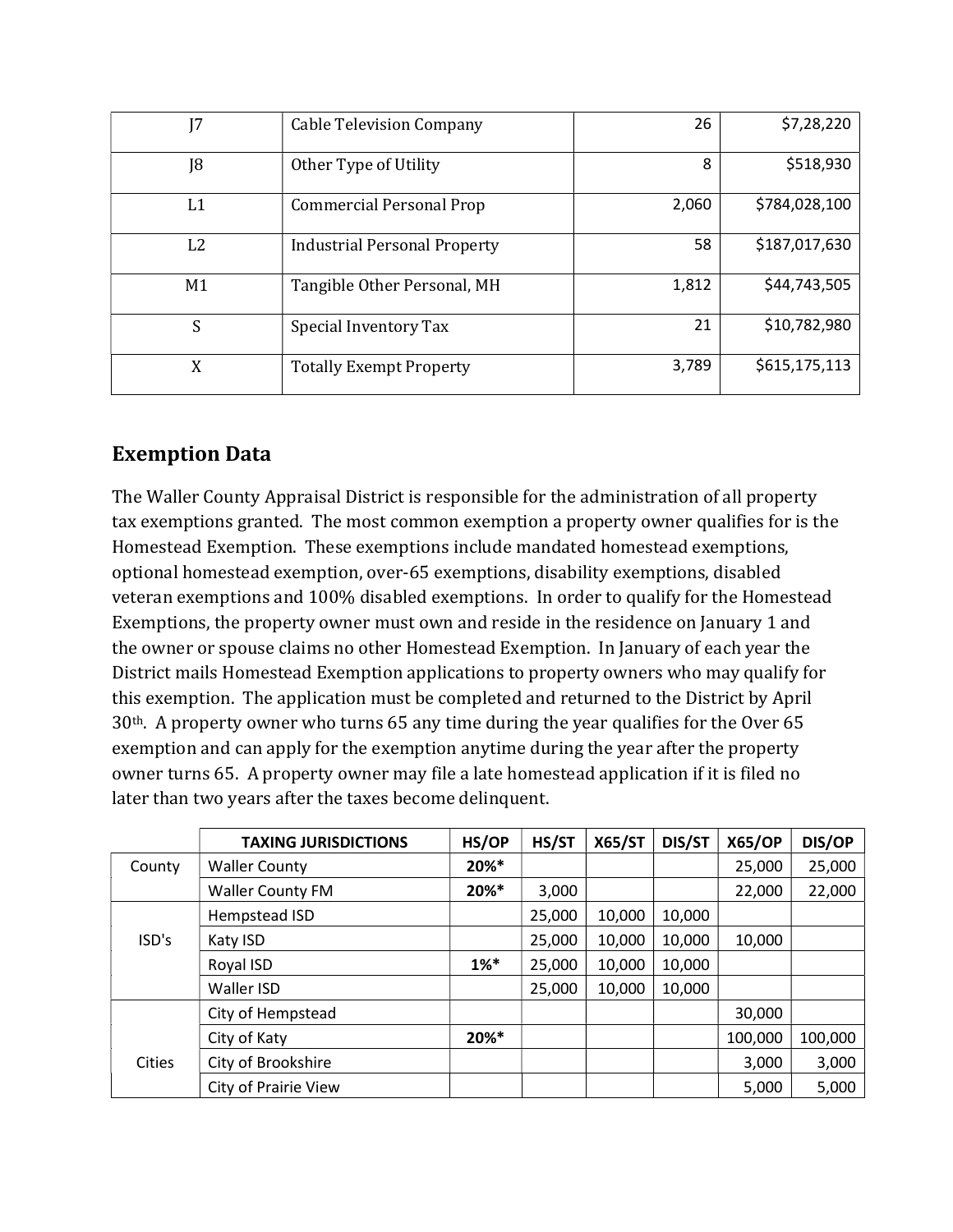| J7 | Cable Television Company | 26 | $7,28,220 |
|---|---|---|---|
| J8 | Other Type of Utility | 8 | $518,930 |
| L1 | Commercial Personal Prop | 2,060 | $784,028,100 |
| L2 | Industrial Personal Property | 58 | $187,017,630 |
| M1 | Tangible Other Personal, MH | 1,812 | $44,743,505 |
| S | Special Inventory Tax | 21 | $10,782,980 |
| X | Totally Exempt Property | 3,789 | $615,175,113 |

## Exemption Data

The Waller County Appraisal District is responsible for the administration of all property tax exemptions granted. The most common exemption a property owner qualifies for is the Homestead Exemption. These exemptions include mandated homestead exemptions, optional homestead exemption, over-65 exemptions, disability exemptions, disabled veteran exemptions and 100% disabled exemptions. In order to qualify for the Homestead Exemptions, the property owner must own and reside in the residence on January 1 and the owner or spouse claims no other Homestead Exemption. In January of each year the District mails Homestead Exemption applications to property owners who may qualify for this exemption. The application must be completed and returned to the District by April 30th. A property owner who turns 65 any time during the year qualifies for the Over 65 exemption and can apply for the exemption anytime during the year after the property owner turns 65. A property owner may file a late homestead application if it is filed no later than two years after the taxes become delinquent.

| | TAXING JURISDICTIONS | HS/OP | HS/ST | X65/ST | DIS/ST | X65/OP | DIS/OP |
|---|---|---|---|---|---|---|---|
| County | Waller County | **20%*** | | | | 25,000 | 25,000 |
| | Waller County FM | **20%*** | 3,000 | | | 22,000 | 22,000 |
| ISD's | Hempstead ISD | | 25,000 | 10,000 | 10,000 | | |
| | Katy ISD | | 25,000 | 10,000 | 10,000 | 10,000 | |
| | Royal ISD | **1%*** | 25,000 | 10,000 | 10,000 | | |
| | Waller ISD | | 25,000 | 10,000 | 10,000 | | |
| Cities | City of Hempstead | | | | | 30,000 | |
| | City of Katy | **20%*** | | | | 100,000 | 100,000 |
| | City of Brookshire | | | | | 3,000 | 3,000 |
| | City of Prairie View | | | | | 5,000 | 5,000 |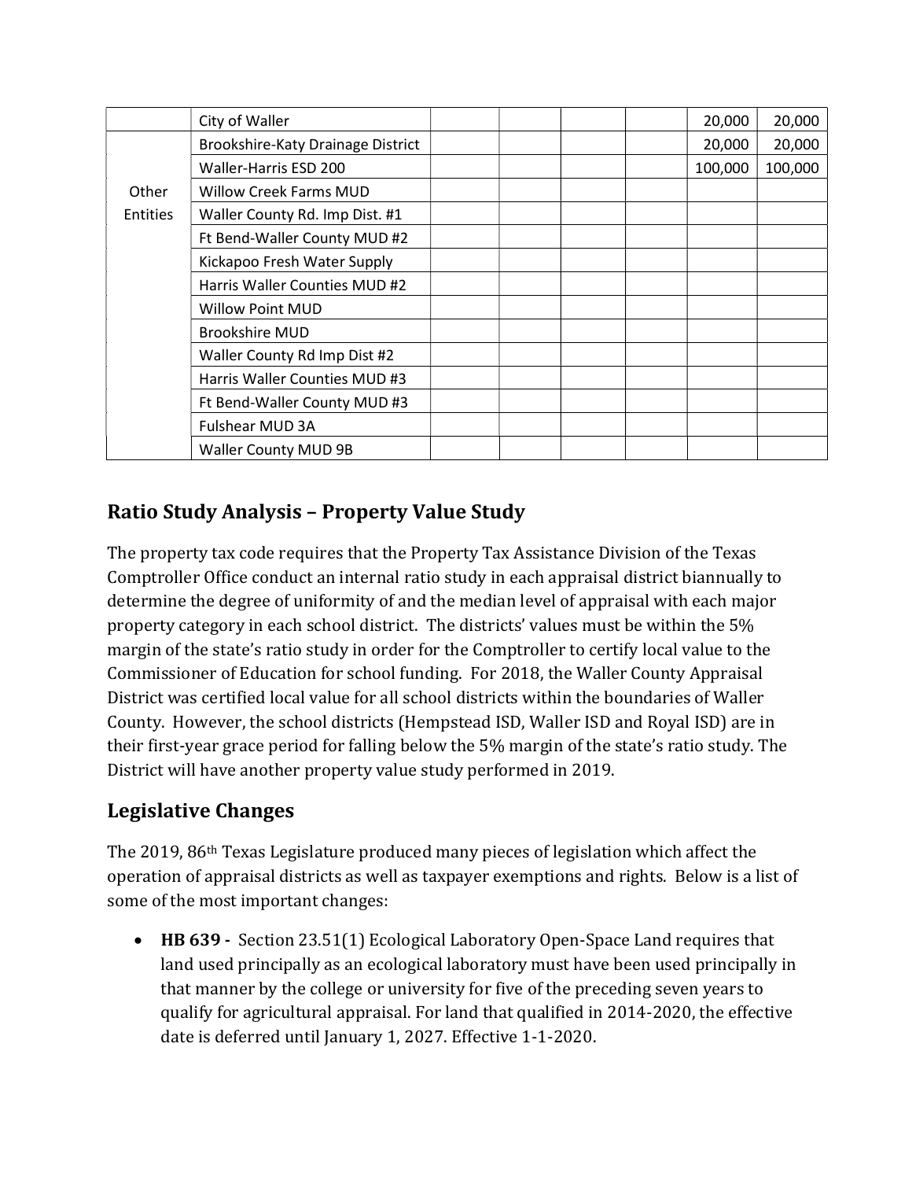| | | | | | | | |
|---|---|---|---|---|---|---|---|
| | City of Waller | | | | | 20,000 | 20,000 |
| Other Entities | Brookshire-Katy Drainage District | | | | | 20,000 | 20,000 |
| | Waller-Harris ESD 200 | | | | | 100,000 | 100,000 |
| | Willow Creek Farms MUD | | | | | | |
| | Waller County Rd. Imp Dist. #1 | | | | | | |
| | Ft Bend-Waller County MUD #2 | | | | | | |
| | Kickapoo Fresh Water Supply | | | | | | |
| | Harris Waller Counties MUD #2 | | | | | | |
| | Willow Point MUD | | | | | | |
| | Brookshire MUD | | | | | | |
| | Waller County Rd Imp Dist #2 | | | | | | |
| | Harris Waller Counties MUD #3 | | | | | | |
| | Ft Bend-Waller County MUD #3 | | | | | | |
| | Fulshear MUD 3A | | | | | | |
| | Waller County MUD 9B | | | | | | |

## Ratio Study Analysis – Property Value Study

The property tax code requires that the Property Tax Assistance Division of the Texas Comptroller Office conduct an internal ratio study in each appraisal district biannually to determine the degree of uniformity of and the median level of appraisal with each major property category in each school district. The districts' values must be within the 5% margin of the state's ratio study in order for the Comptroller to certify local value to the Commissioner of Education for school funding. For 2018, the Waller County Appraisal District was certified local value for all school districts within the boundaries of Waller County. However, the school districts (Hempstead ISD, Waller ISD and Royal ISD) are in their first-year grace period for falling below the 5% margin of the state's ratio study. The District will have another property value study performed in 2019.

## Legislative Changes

The 2019, 86th Texas Legislature produced many pieces of legislation which affect the operation of appraisal districts as well as taxpayer exemptions and rights. Below is a list of some of the most important changes:

- **HB 639 -** Section 23.51(1) Ecological Laboratory Open-Space Land requires that land used principally as an ecological laboratory must have been used principally in that manner by the college or university for five of the preceding seven years to qualify for agricultural appraisal. For land that qualified in 2014-2020, the effective date is deferred until January 1, 2027. Effective 1-1-2020.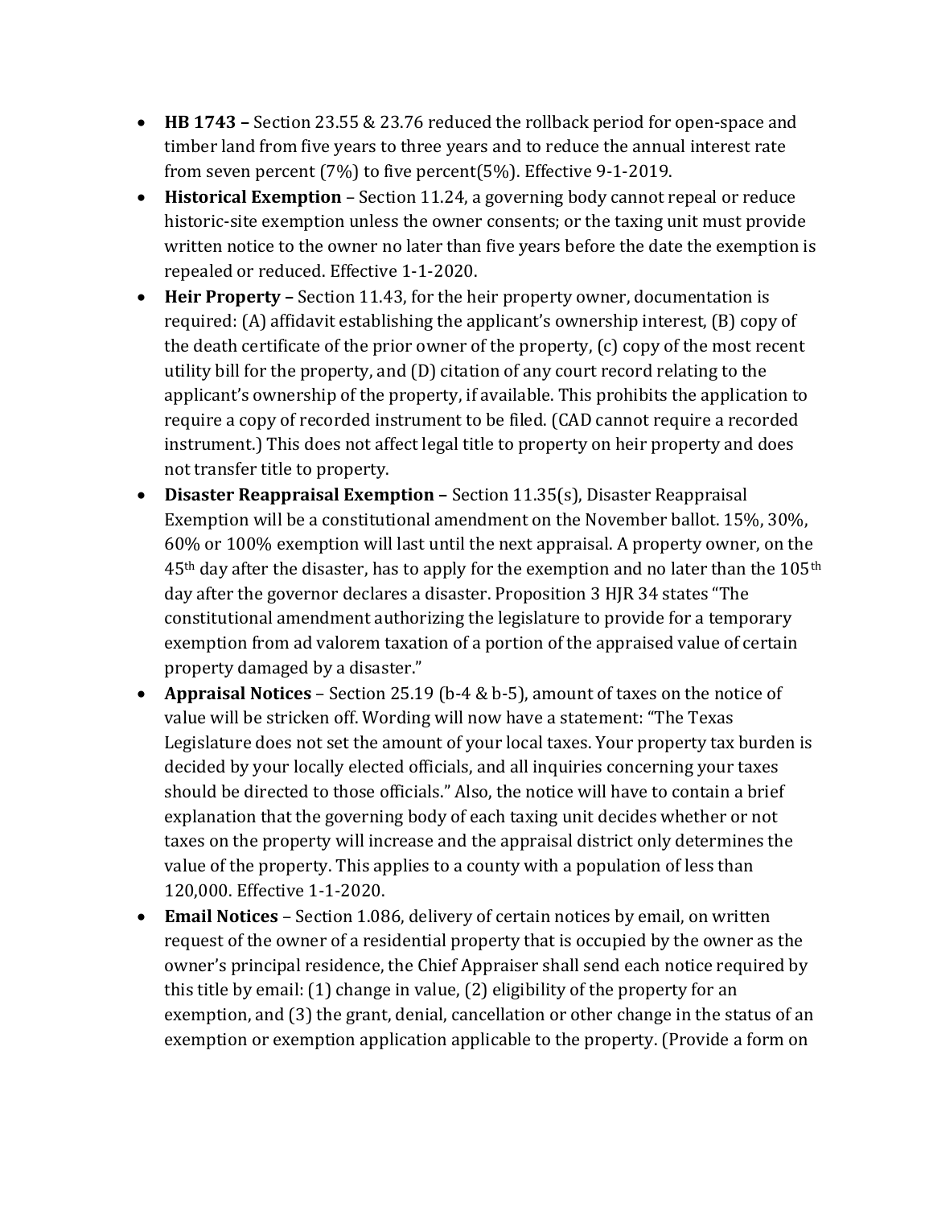- **HB 1743 –** Section 23.55 & 23.76 reduced the rollback period for open-space and timber land from five years to three years and to reduce the annual interest rate from seven percent (7%) to five percent(5%). Effective 9-1-2019.
- **Historical Exemption** – Section 11.24, a governing body cannot repeal or reduce historic-site exemption unless the owner consents; or the taxing unit must provide written notice to the owner no later than five years before the date the exemption is repealed or reduced. Effective 1-1-2020.
- **Heir Property –** Section 11.43, for the heir property owner, documentation is required: (A) affidavit establishing the applicant's ownership interest, (B) copy of the death certificate of the prior owner of the property, (c) copy of the most recent utility bill for the property, and (D) citation of any court record relating to the applicant's ownership of the property, if available. This prohibits the application to require a copy of recorded instrument to be filed. (CAD cannot require a recorded instrument.) This does not affect legal title to property on heir property and does not transfer title to property.
- **Disaster Reappraisal Exemption –** Section 11.35(s), Disaster Reappraisal Exemption will be a constitutional amendment on the November ballot. 15%, 30%, 60% or 100% exemption will last until the next appraisal. A property owner, on the 45th day after the disaster, has to apply for the exemption and no later than the 105th day after the governor declares a disaster. Proposition 3 HJR 34 states "The constitutional amendment authorizing the legislature to provide for a temporary exemption from ad valorem taxation of a portion of the appraised value of certain property damaged by a disaster."
- **Appraisal Notices** – Section 25.19 (b-4 & b-5), amount of taxes on the notice of value will be stricken off. Wording will now have a statement: "The Texas Legislature does not set the amount of your local taxes. Your property tax burden is decided by your locally elected officials, and all inquiries concerning your taxes should be directed to those officials." Also, the notice will have to contain a brief explanation that the governing body of each taxing unit decides whether or not taxes on the property will increase and the appraisal district only determines the value of the property. This applies to a county with a population of less than 120,000. Effective 1-1-2020.
- **Email Notices** – Section 1.086, delivery of certain notices by email, on written request of the owner of a residential property that is occupied by the owner as the owner's principal residence, the Chief Appraiser shall send each notice required by this title by email: (1) change in value, (2) eligibility of the property for an exemption, and (3) the grant, denial, cancellation or other change in the status of an exemption or exemption application applicable to the property. (Provide a form on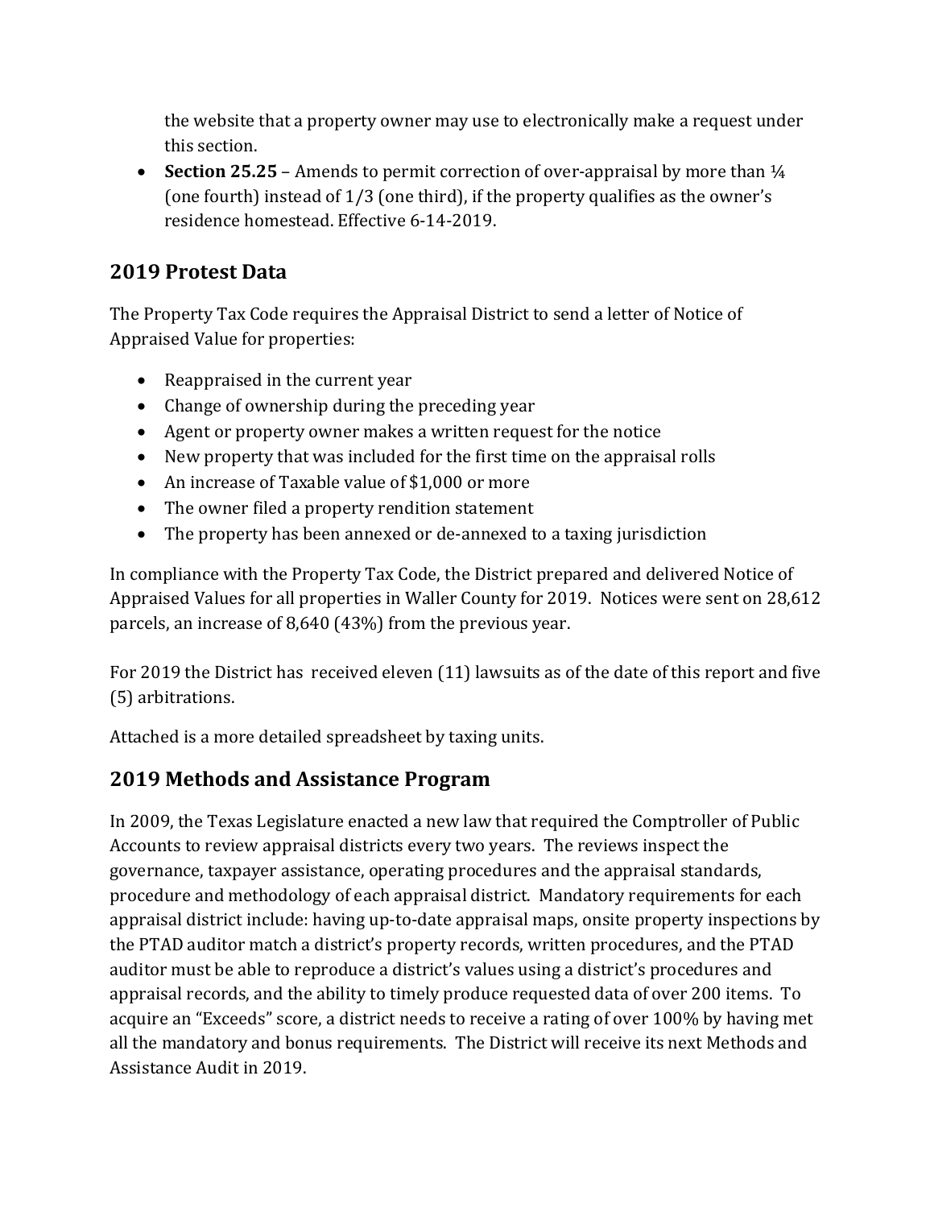the website that a property owner may use to electronically make a request under this section.

- **Section 25.25** – Amends to permit correction of over-appraisal by more than ¼ (one fourth) instead of 1/3 (one third), if the property qualifies as the owner's residence homestead. Effective 6-14-2019.

## 2019 Protest Data

The Property Tax Code requires the Appraisal District to send a letter of Notice of Appraised Value for properties:

- Reappraised in the current year
- Change of ownership during the preceding year
- Agent or property owner makes a written request for the notice
- New property that was included for the first time on the appraisal rolls
- An increase of Taxable value of $1,000 or more
- The owner filed a property rendition statement
- The property has been annexed or de-annexed to a taxing jurisdiction

In compliance with the Property Tax Code, the District prepared and delivered Notice of Appraised Values for all properties in Waller County for 2019. Notices were sent on 28,612 parcels, an increase of 8,640 (43%) from the previous year.

For 2019 the District has received eleven (11) lawsuits as of the date of this report and five (5) arbitrations.

Attached is a more detailed spreadsheet by taxing units.

## 2019 Methods and Assistance Program

In 2009, the Texas Legislature enacted a new law that required the Comptroller of Public Accounts to review appraisal districts every two years. The reviews inspect the governance, taxpayer assistance, operating procedures and the appraisal standards, procedure and methodology of each appraisal district. Mandatory requirements for each appraisal district include: having up-to-date appraisal maps, onsite property inspections by the PTAD auditor match a district's property records, written procedures, and the PTAD auditor must be able to reproduce a district's values using a district's procedures and appraisal records, and the ability to timely produce requested data of over 200 items. To acquire an "Exceeds" score, a district needs to receive a rating of over 100% by having met all the mandatory and bonus requirements. The District will receive its next Methods and Assistance Audit in 2019.